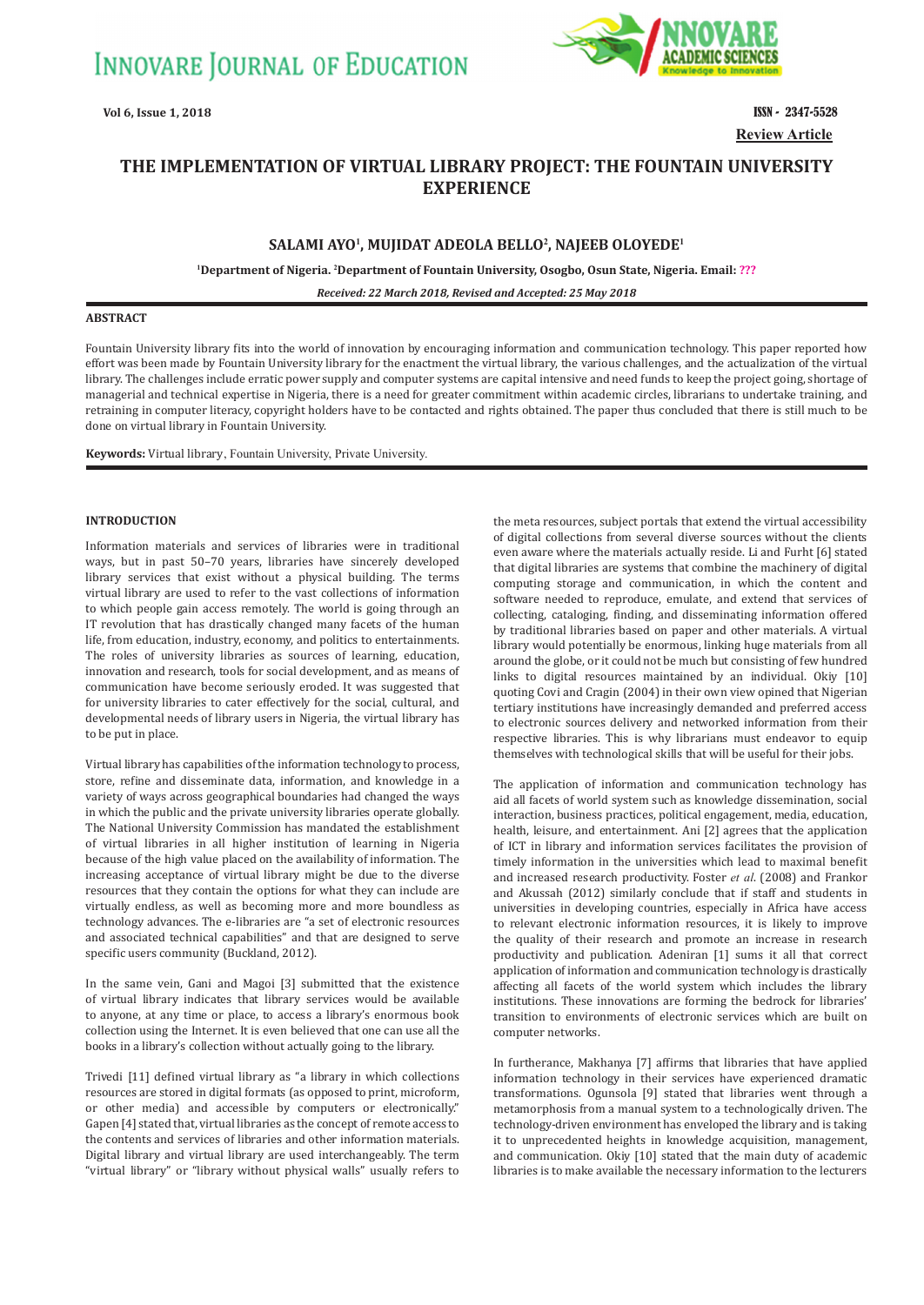Review Article

# THE IMPLEMENTATION OF VIRTUAL LIBRARY PROJECT: THE FOUNTAIN UNIVERSITY EXPERIENCE

**SALAMI AYO[1], MUJIDAT ADEOLA BELLO[2], NAJEEB OLOYEDE[1]**

[1]Department of Nigeria. [2]Department of Fountain University, Osogbo, Osun State, Nigeria. Email: ???

*Received: 22 March 2018, Revised and Accepted: 25 May 2018*

## ABSTRACT

Fountain University library fits into the world of innovation by encouraging information and communication technology. This paper reported how effort was been made by Fountain University library for the enactment the virtual library, the various challenges, and the actualization of the virtual library. The challenges include erratic power supply and computer systems are capital intensive and need funds to keep the project going, shortage of managerial and technical expertise in Nigeria, there is a need for greater commitment within academic circles, librarians to undertake training, and retraining in computer literacy, copyright holders have to be contacted and rights obtained. The paper thus concluded that there is still much to be done on virtual library in Fountain University.

**Keywords:** Virtual library, Fountain University, Private University.

## INTRODUCTION

Information materials and services of libraries were in traditional ways, but in past 50–70 years, libraries have sincerely developed library services that exist without a physical building. The terms virtual library are used to refer to the vast collections of information to which people gain access remotely. The world is going through an IT revolution that has drastically changed many facets of the human life, from education, industry, economy, and politics to entertainments. The roles of university libraries as sources of learning, education, innovation and research, tools for social development, and as means of communication have become seriously eroded. It was suggested that for university libraries to cater effectively for the social, cultural, and developmental needs of library users in Nigeria, the virtual library has to be put in place.

Virtual library has capabilities of the information technology to process, store, refine and disseminate data, information, and knowledge in a variety of ways across geographical boundaries had changed the ways in which the public and the private university libraries operate globally. The National University Commission has mandated the establishment of virtual libraries in all higher institution of learning in Nigeria because of the high value placed on the availability of information. The increasing acceptance of virtual library might be due to the diverse resources that they contain the options for what they can include are virtually endless, as well as becoming more and more boundless as technology advances. The e-libraries are "a set of electronic resources and associated technical capabilities" and that are designed to serve specific users community (Buckland, 2012).

In the same vein, Gani and Magoi [3] submitted that the existence of virtual library indicates that library services would be available to anyone, at any time or place, to access a library's enormous book collection using the Internet. It is even believed that one can use all the books in a library's collection without actually going to the library.

Trivedi [11] defined virtual library as "a library in which collections resources are stored in digital formats (as opposed to print, microform, or other media) and accessible by computers or electronically." Gapen [4] stated that, virtual libraries as the concept of remote access to the contents and services of libraries and other information materials. Digital library and virtual library are used interchangeably. The term "virtual library" or "library without physical walls" usually refers to the meta resources, subject portals that extend the virtual accessibility of digital collections from several diverse sources without the clients even aware where the materials actually reside. Li and Furht [6] stated that digital libraries are systems that combine the machinery of digital computing storage and communication, in which the content and software needed to reproduce, emulate, and extend that services of collecting, cataloging, finding, and disseminating information offered by traditional libraries based on paper and other materials. A virtual library would potentially be enormous, linking huge materials from all around the globe, or it could not be much but consisting of few hundred links to digital resources maintained by an individual. Okiy [10] quoting Covi and Cragin (2004) in their own view opined that Nigerian tertiary institutions have increasingly demanded and preferred access to electronic sources delivery and networked information from their respective libraries. This is why librarians must endeavor to equip themselves with technological skills that will be useful for their jobs.

The application of information and communication technology has aid all facets of world system such as knowledge dissemination, social interaction, business practices, political engagement, media, education, health, leisure, and entertainment. Ani [2] agrees that the application of ICT in library and information services facilitates the provision of timely information in the universities which lead to maximal benefit and increased research productivity. Foster *et al*. (2008) and Frankor and Akussah (2012) similarly conclude that if staff and students in universities in developing countries, especially in Africa have access to relevant electronic information resources, it is likely to improve the quality of their research and promote an increase in research productivity and publication. Adeniran [1] sums it all that correct application of information and communication technology is drastically affecting all facets of the world system which includes the library institutions. These innovations are forming the bedrock for libraries' transition to environments of electronic services which are built on computer networks.

In furtherance, Makhanya [7] affirms that libraries that have applied information technology in their services have experienced dramatic transformations. Ogunsola [9] stated that libraries went through a metamorphosis from a manual system to a technologically driven. The technology-driven environment has enveloped the library and is taking it to unprecedented heights in knowledge acquisition, management, and communication. Okiy [10] stated that the main duty of academic libraries is to make available the necessary information to the lecturers